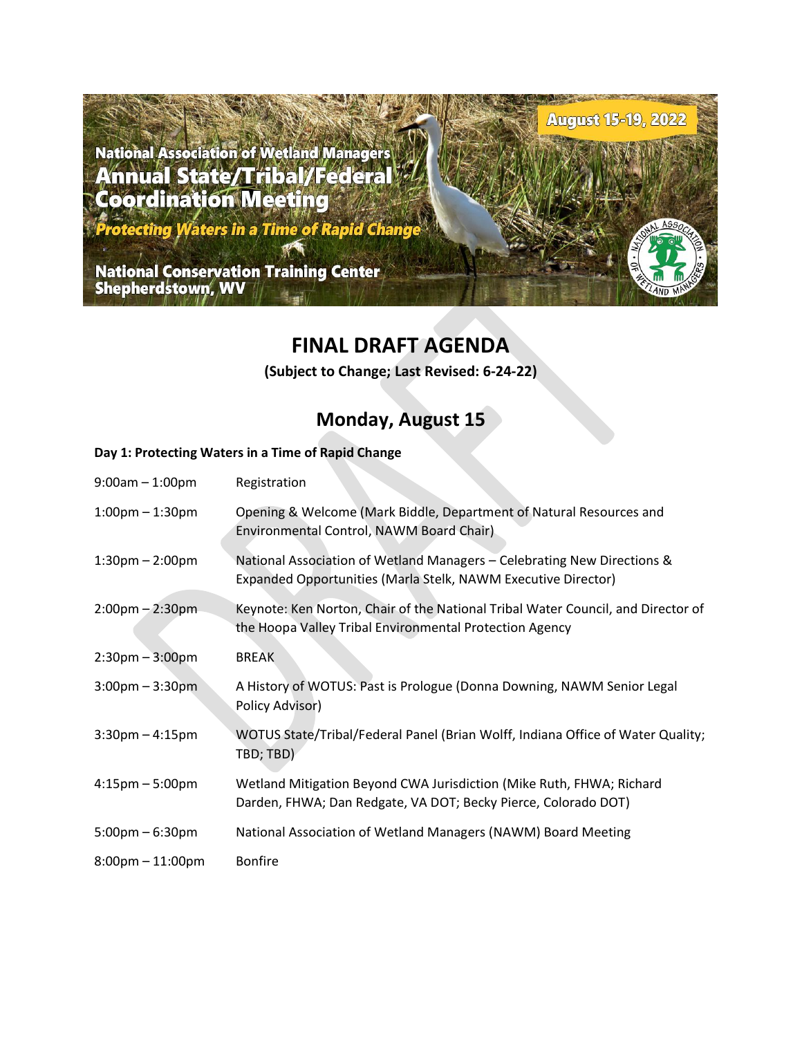National Association of Wetland Managers

# Annual State/Tribal/Federal Coordination Meeting

*Protecting Waters in a Time of Rapid Change*

National Conservation Training Center
Shepherdstown, WV

August 15-19, 2022

## FINAL DRAFT AGENDA

**(Subject to Change; Last Revised: 6-24-22)**

## Monday, August 15

**Day 1: Protecting Waters in a Time of Rapid Change**

| | |
|---|---|
| 9:00am – 1:00pm | Registration |
| 1:00pm – 1:30pm | Opening & Welcome (Mark Biddle, Department of Natural Resources and Environmental Control, NAWM Board Chair) |
| 1:30pm – 2:00pm | National Association of Wetland Managers – Celebrating New Directions & Expanded Opportunities (Marla Stelk, NAWM Executive Director) |
| 2:00pm – 2:30pm | Keynote: Ken Norton, Chair of the National Tribal Water Council, and Director of the Hoopa Valley Tribal Environmental Protection Agency |
| 2:30pm – 3:00pm | BREAK |
| 3:00pm – 3:30pm | A History of WOTUS: Past is Prologue (Donna Downing, NAWM Senior Legal Policy Advisor) |
| 3:30pm – 4:15pm | WOTUS State/Tribal/Federal Panel (Brian Wolff, Indiana Office of Water Quality; TBD; TBD) |
| 4:15pm – 5:00pm | Wetland Mitigation Beyond CWA Jurisdiction (Mike Ruth, FHWA; Richard Darden, FHWA; Dan Redgate, VA DOT; Becky Pierce, Colorado DOT) |
| 5:00pm – 6:30pm | National Association of Wetland Managers (NAWM) Board Meeting |
| 8:00pm – 11:00pm | Bonfire |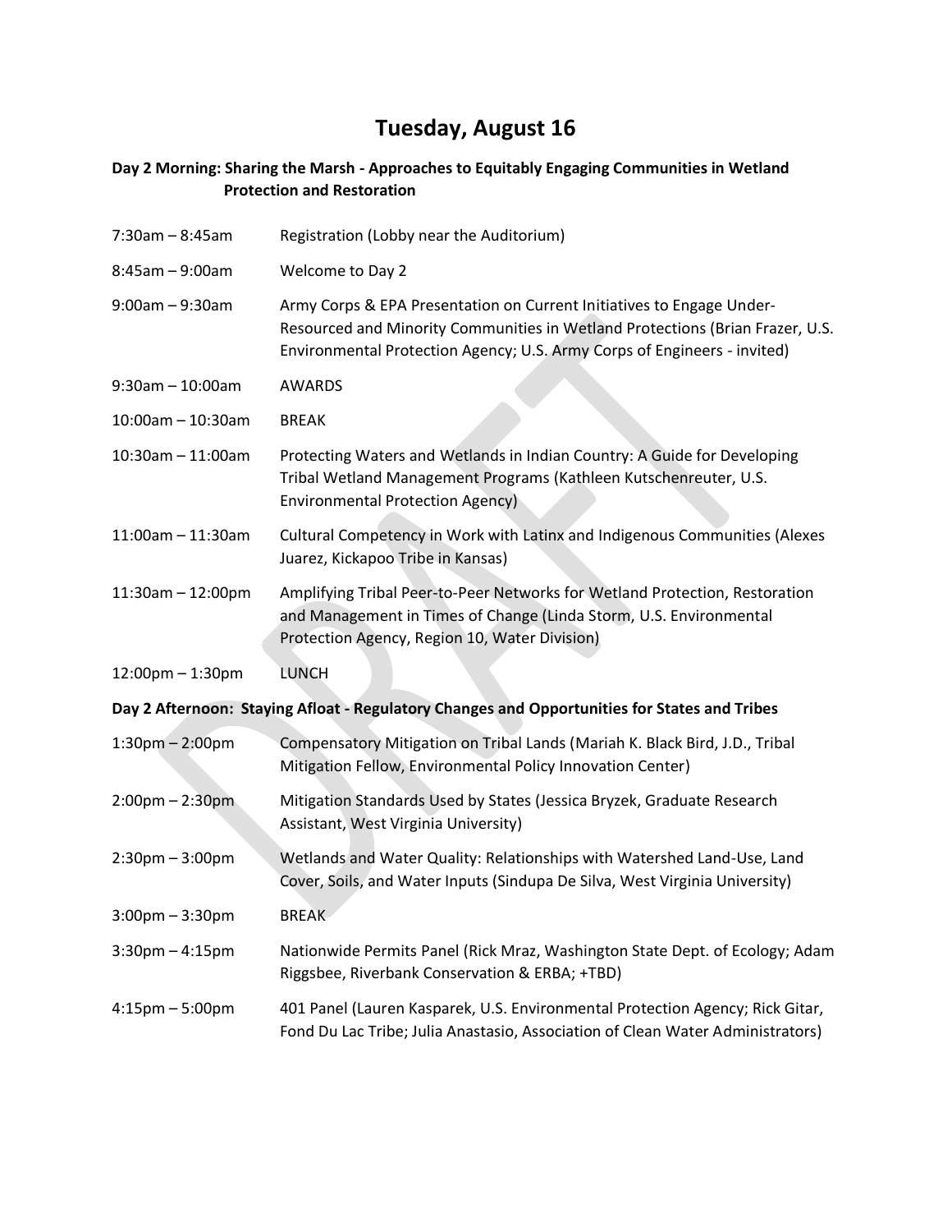# Tuesday, August 16

**Day 2 Morning: Sharing the Marsh - Approaches to Equitably Engaging Communities in Wetland Protection and Restoration**

| | |
|---|---|
| 7:30am – 8:45am | Registration (Lobby near the Auditorium) |
| 8:45am – 9:00am | Welcome to Day 2 |
| 9:00am – 9:30am | Army Corps & EPA Presentation on Current Initiatives to Engage Under-Resourced and Minority Communities in Wetland Protections (Brian Frazer, U.S. Environmental Protection Agency; U.S. Army Corps of Engineers - invited) |
| 9:30am – 10:00am | AWARDS |
| 10:00am – 10:30am | BREAK |
| 10:30am – 11:00am | Protecting Waters and Wetlands in Indian Country: A Guide for Developing Tribal Wetland Management Programs (Kathleen Kutschenreuter, U.S. Environmental Protection Agency) |
| 11:00am – 11:30am | Cultural Competency in Work with Latinx and Indigenous Communities (Alexes Juarez, Kickapoo Tribe in Kansas) |
| 11:30am – 12:00pm | Amplifying Tribal Peer-to-Peer Networks for Wetland Protection, Restoration and Management in Times of Change (Linda Storm, U.S. Environmental Protection Agency, Region 10, Water Division) |
| 12:00pm – 1:30pm | LUNCH |

**Day 2 Afternoon: Staying Afloat - Regulatory Changes and Opportunities for States and Tribes**

| | |
|---|---|
| 1:30pm – 2:00pm | Compensatory Mitigation on Tribal Lands (Mariah K. Black Bird, J.D., Tribal Mitigation Fellow, Environmental Policy Innovation Center) |
| 2:00pm – 2:30pm | Mitigation Standards Used by States (Jessica Bryzek, Graduate Research Assistant, West Virginia University) |
| 2:30pm – 3:00pm | Wetlands and Water Quality: Relationships with Watershed Land-Use, Land Cover, Soils, and Water Inputs (Sindupa De Silva, West Virginia University) |
| 3:00pm – 3:30pm | BREAK |
| 3:30pm – 4:15pm | Nationwide Permits Panel (Rick Mraz, Washington State Dept. of Ecology; Adam Riggsbee, Riverbank Conservation & ERBA; +TBD) |
| 4:15pm – 5:00pm | 401 Panel (Lauren Kasparek, U.S. Environmental Protection Agency; Rick Gitar, Fond Du Lac Tribe; Julia Anastasio, Association of Clean Water Administrators) |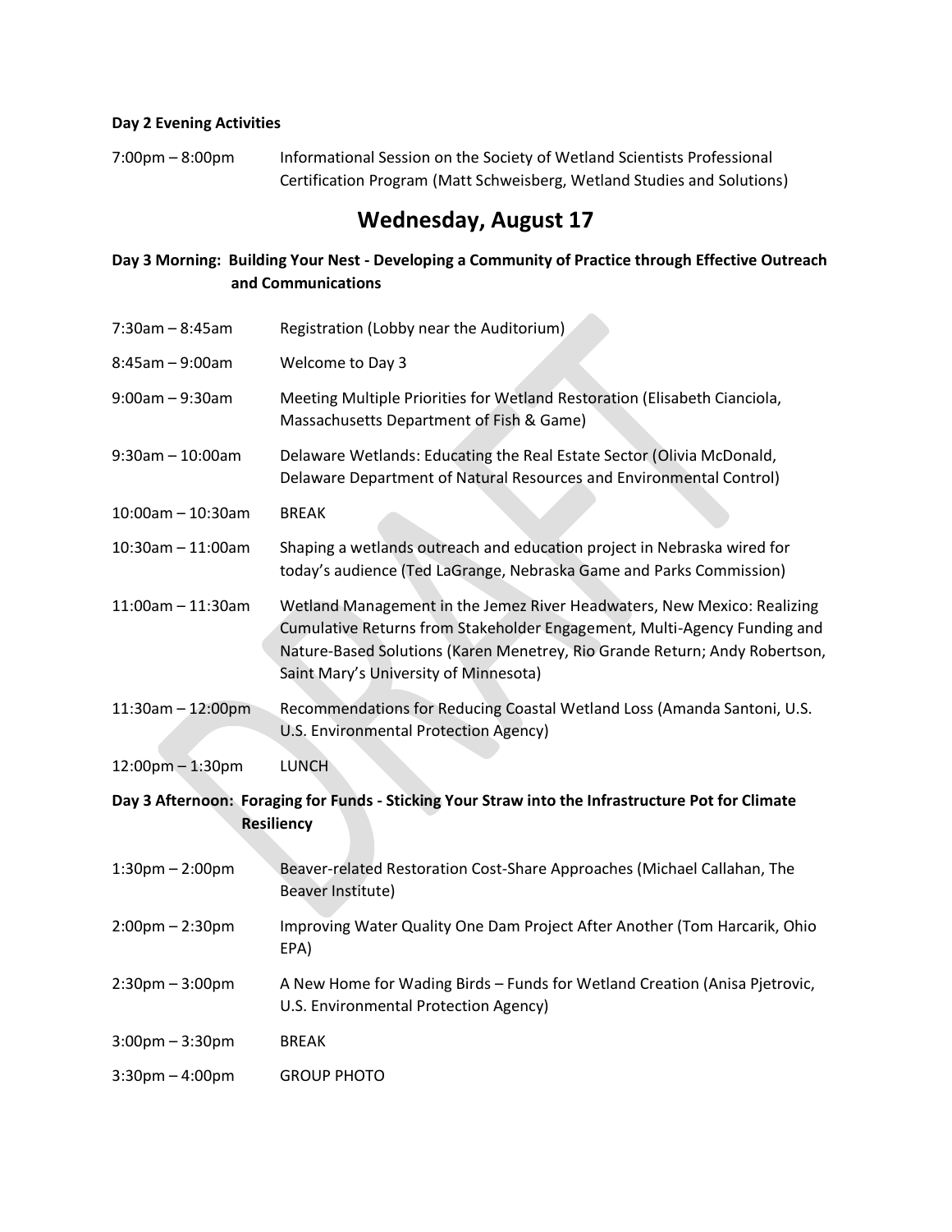**Day 2 Evening Activities**

| | |
|---|---|
| 7:00pm – 8:00pm | Informational Session on the Society of Wetland Scientists Professional Certification Program (Matt Schweisberg, Wetland Studies and Solutions) |

## Wednesday, August 17

**Day 3 Morning: Building Your Nest - Developing a Community of Practice through Effective Outreach and Communications**

| | |
|---|---|
| 7:30am – 8:45am | Registration (Lobby near the Auditorium) |
| 8:45am – 9:00am | Welcome to Day 3 |
| 9:00am – 9:30am | Meeting Multiple Priorities for Wetland Restoration (Elisabeth Cianciola, Massachusetts Department of Fish & Game) |
| 9:30am – 10:00am | Delaware Wetlands: Educating the Real Estate Sector (Olivia McDonald, Delaware Department of Natural Resources and Environmental Control) |
| 10:00am – 10:30am | BREAK |
| 10:30am – 11:00am | Shaping a wetlands outreach and education project in Nebraska wired for today's audience (Ted LaGrange, Nebraska Game and Parks Commission) |
| 11:00am – 11:30am | Wetland Management in the Jemez River Headwaters, New Mexico: Realizing Cumulative Returns from Stakeholder Engagement, Multi-Agency Funding and Nature-Based Solutions (Karen Menetrey, Rio Grande Return; Andy Robertson, Saint Mary's University of Minnesota) |
| 11:30am – 12:00pm | Recommendations for Reducing Coastal Wetland Loss (Amanda Santoni, U.S. U.S. Environmental Protection Agency) |
| 12:00pm – 1:30pm | LUNCH |

**Day 3 Afternoon: Foraging for Funds - Sticking Your Straw into the Infrastructure Pot for Climate Resiliency**

| | |
|---|---|
| 1:30pm – 2:00pm | Beaver-related Restoration Cost-Share Approaches (Michael Callahan, The Beaver Institute) |
| 2:00pm – 2:30pm | Improving Water Quality One Dam Project After Another (Tom Harcarik, Ohio EPA) |
| 2:30pm – 3:00pm | A New Home for Wading Birds – Funds for Wetland Creation (Anisa Pjetrovic, U.S. Environmental Protection Agency) |
| 3:00pm – 3:30pm | BREAK |
| 3:30pm – 4:00pm | GROUP PHOTO |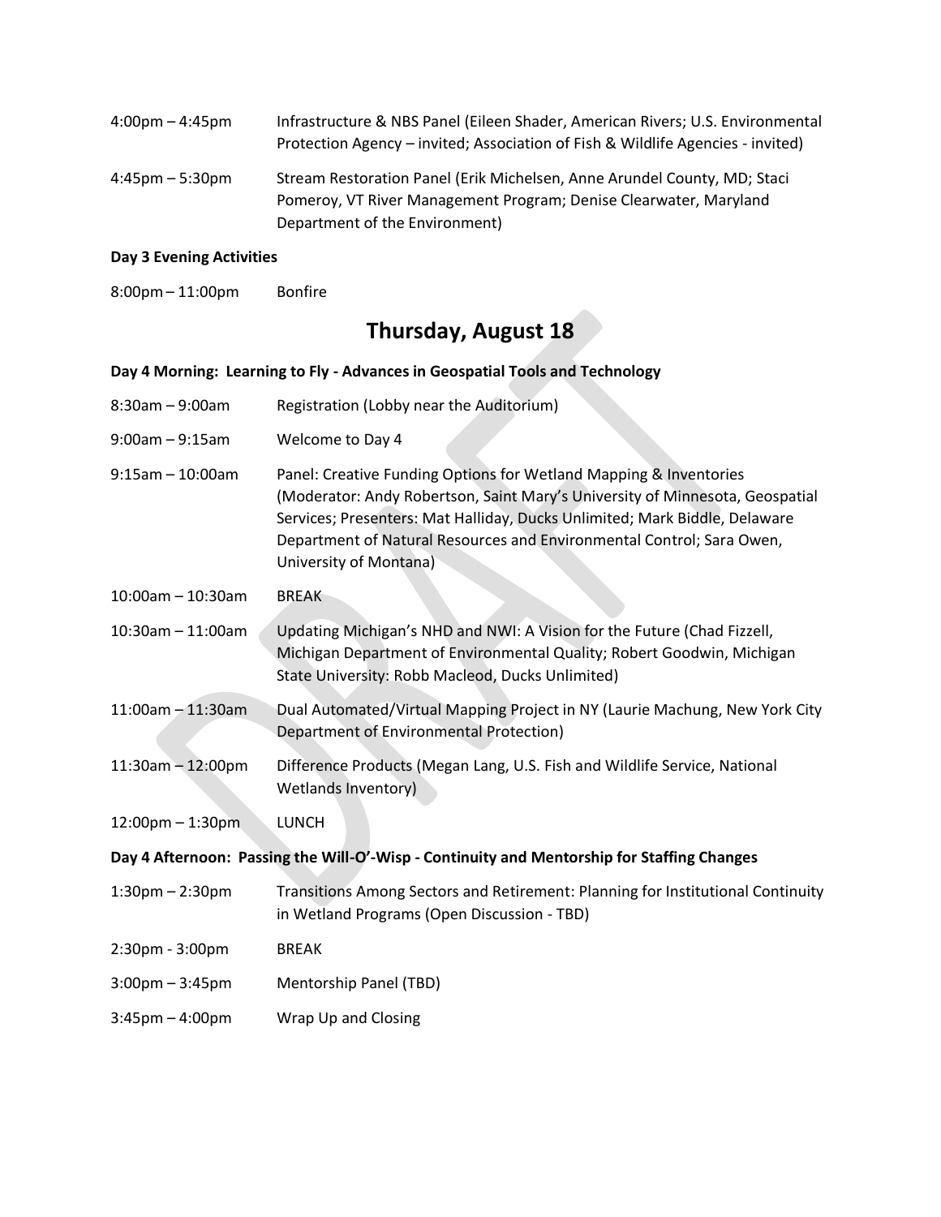| | |
|---|---|
| 4:00pm – 4:45pm | Infrastructure & NBS Panel (Eileen Shader, American Rivers; U.S. Environmental Protection Agency – invited; Association of Fish & Wildlife Agencies - invited) |
| 4:45pm – 5:30pm | Stream Restoration Panel (Erik Michelsen, Anne Arundel County, MD; Staci Pomeroy, VT River Management Program; Denise Clearwater, Maryland Department of the Environment) |

**Day 3 Evening Activities**

| | |
|---|---|
| 8:00pm – 11:00pm | Bonfire |

## Thursday, August 18

**Day 4 Morning: Learning to Fly - Advances in Geospatial Tools and Technology**

| | |
|---|---|
| 8:30am – 9:00am | Registration (Lobby near the Auditorium) |
| 9:00am – 9:15am | Welcome to Day 4 |
| 9:15am – 10:00am | Panel: Creative Funding Options for Wetland Mapping & Inventories (Moderator: Andy Robertson, Saint Mary's University of Minnesota, Geospatial Services; Presenters: Mat Halliday, Ducks Unlimited; Mark Biddle, Delaware Department of Natural Resources and Environmental Control; Sara Owen, University of Montana) |
| 10:00am – 10:30am | BREAK |
| 10:30am – 11:00am | Updating Michigan's NHD and NWI: A Vision for the Future (Chad Fizzell, Michigan Department of Environmental Quality; Robert Goodwin, Michigan State University: Robb Macleod, Ducks Unlimited) |
| 11:00am – 11:30am | Dual Automated/Virtual Mapping Project in NY (Laurie Machung, New York City Department of Environmental Protection) |
| 11:30am – 12:00pm | Difference Products (Megan Lang, U.S. Fish and Wildlife Service, National Wetlands Inventory) |
| 12:00pm – 1:30pm | LUNCH |

**Day 4 Afternoon: Passing the Will-O'-Wisp - Continuity and Mentorship for Staffing Changes**

| | |
|---|---|
| 1:30pm – 2:30pm | Transitions Among Sectors and Retirement: Planning for Institutional Continuity in Wetland Programs (Open Discussion - TBD) |
| 2:30pm - 3:00pm | BREAK |
| 3:00pm – 3:45pm | Mentorship Panel (TBD) |
| 3:45pm – 4:00pm | Wrap Up and Closing |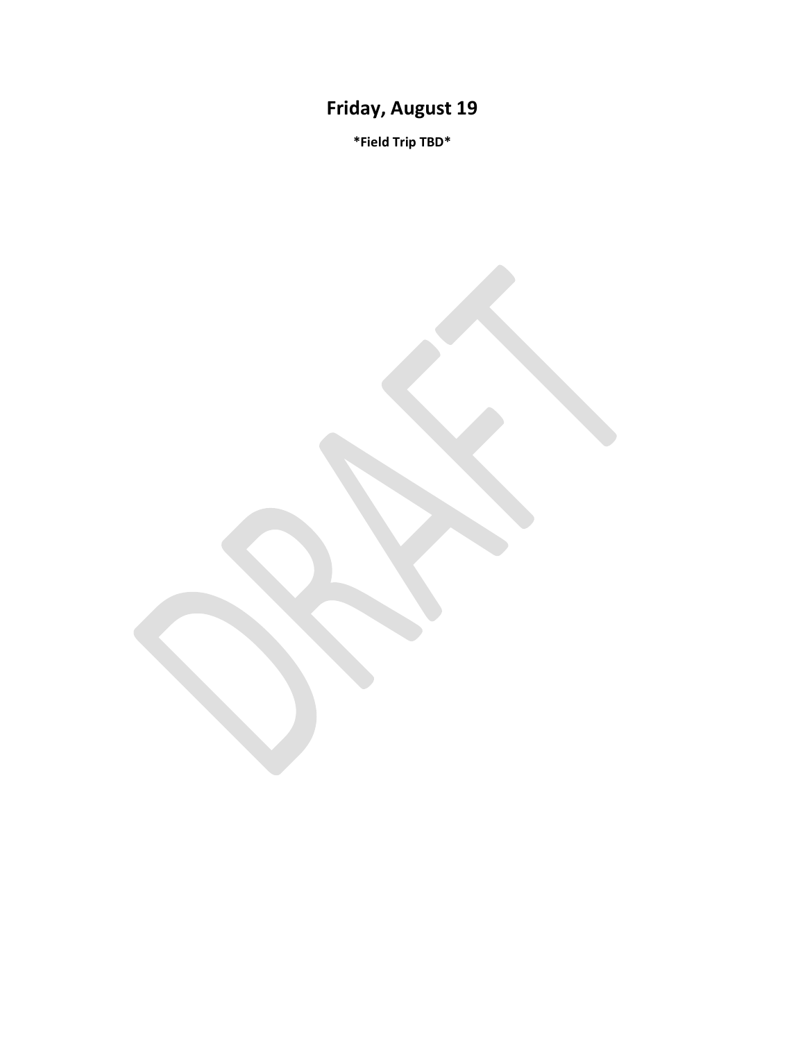## Friday, August 19

***Field Trip TBD***